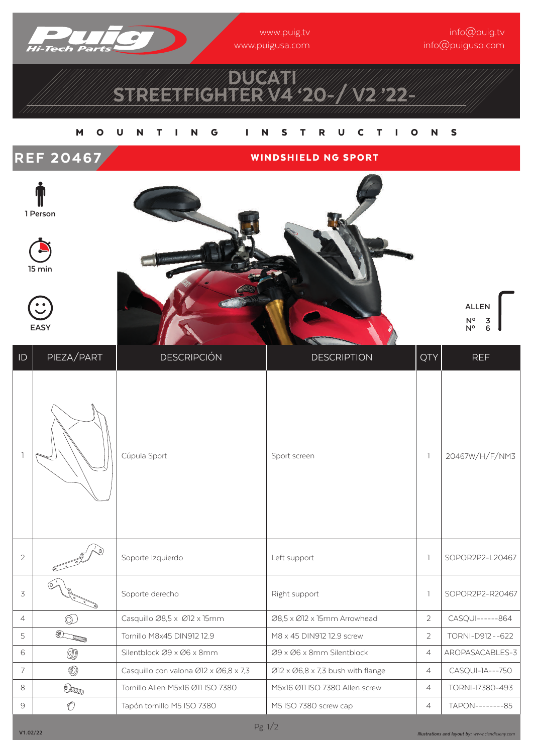Puig Hi-Tech Parts

www.puig.tv
www.puigusa.com

info@puig.tv
info@puigusa.com

# DUCATI STREETFIGHTER V4 '20-/ V2 '22-

## MOUNTING INSTRUCTIONS

## REF 20467 — WINDSHIELD NG SPORT

1 Person

15 min

EASY

ALLEN
Nº 3
Nº 6

| ID | PIEZA/PART | DESCRIPCIÓN | DESCRIPTION | QTY | REF |
|---|---|---|---|---|---|
| 1 | | Cúpula Sport | Sport screen | 1 | 20467W/H/F/NM3 |
| 2 | | Soporte Izquierdo | Left support | 1 | SOPOR2P2-L20467 |
| 3 | | Soporte derecho | Right support | 1 | SOPOR2P2-R20467 |
| 4 | | Casquillo Ø8,5 x Ø12 x 15mm | Ø8,5 x Ø12 x 15mm Arrowhead | 2 | CASQUI------864 |
| 5 | | Tornillo M8x45 DIN912 12.9 | M8 x 45 DIN912 12.9 screw | 2 | TORNI-D912--622 |
| 6 | | Silentblock Ø9 x Ø6 x 8mm | Ø9 x Ø6 x 8mm Silentblock | 4 | AROPASACABLES-3 |
| 7 | | Casquillo con valona Ø12 x Ø6,8 x 7,3 | Ø12 x Ø6,8 x 7,3 bush with flange | 4 | CASQUI-1A---750 |
| 8 | | Tornillo Allen M5x16 Ø11 ISO 7380 | M5x16 Ø11 ISO 7380 Allen screw | 4 | TORNI-I7380-493 |
| 9 | | Tapón tornillo M5 ISO 7380 | M5 ISO 7380 screw cap | 4 | TAPON--------85 |

V1.02/22

*Illustrations and layout by: www.ciandisseny.com*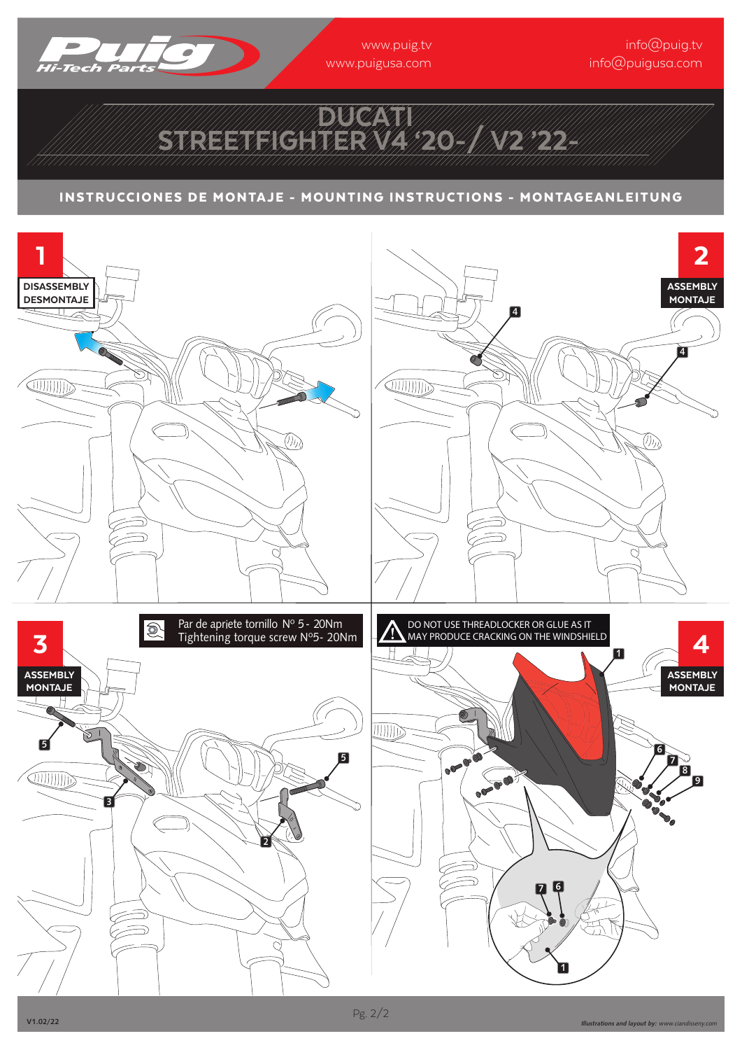Puig Hi-Tech Parts

www.puig.tv
www.puigusa.com

info@puig.tv
info@puigusa.com

# DUCATI STREETFIGHTER V4 '20-/ V2 '22-

## INSTRUCCIONES DE MONTAJE - MOUNTING INSTRUCTIONS - MONTAGEANLEITUNG

**1** DISASSEMBLY DESMONTAJE

**2** ASSEMBLY MONTAJE

4

4

**3** ASSEMBLY MONTAJE

Par de apriete tornillo Nº 5 - 20Nm
Tightening torque screw Nº5- 20Nm

5

3

5

2

**4** ASSEMBLY MONTAJE

DO NOT USE THREADLOCKER OR GLUE AS IT MAY PRODUCE CRACKING ON THE WINDSHIELD

1

6

7

8

9

7

6

1

V1.02/22

*Illustrations and layout by: www.ciandisseny.com*